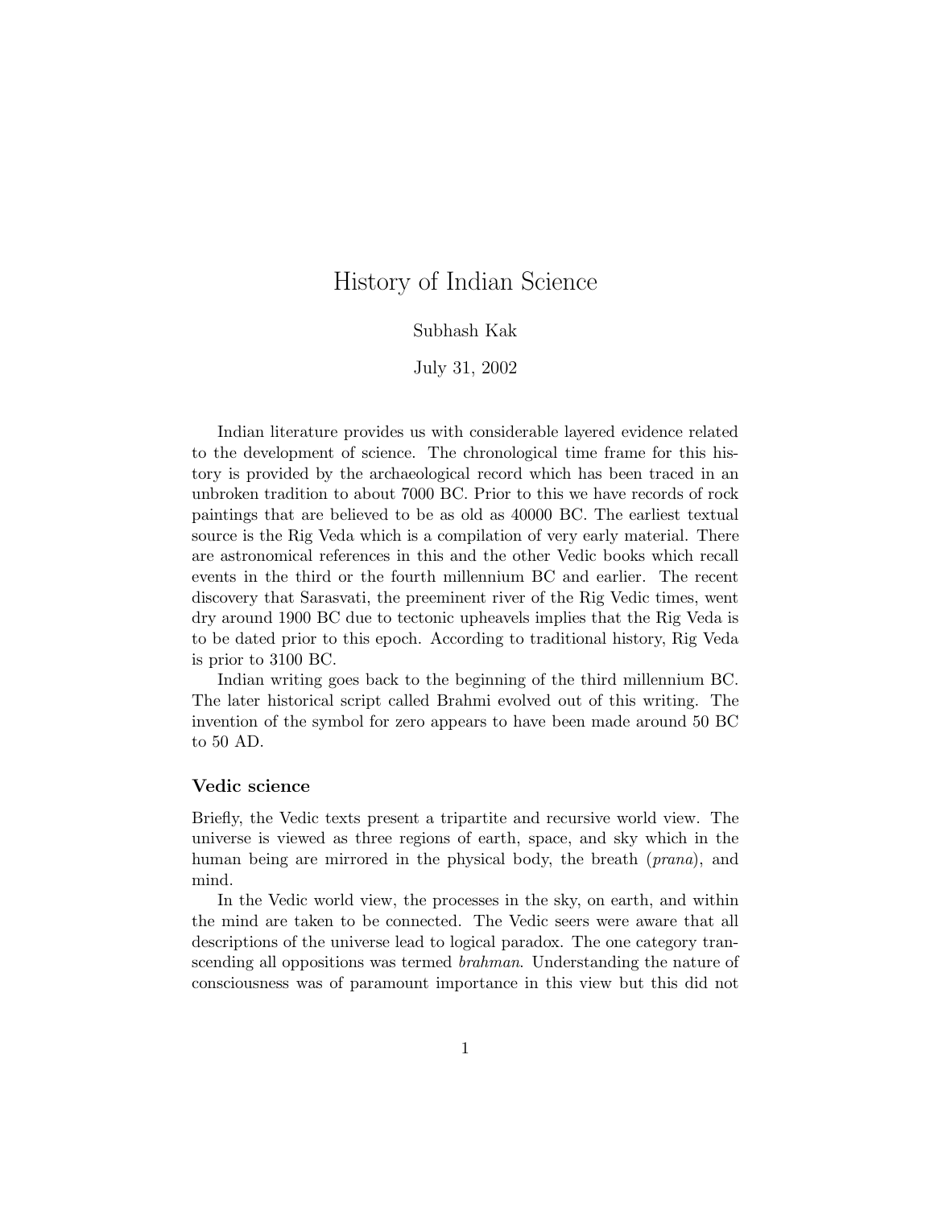# History of Indian Science

Subhash Kak

July 31, 2002

Indian literature provides us with considerable layered evidence related to the development of science. The chronological time frame for this history is provided by the archaeological record which has been traced in an unbroken tradition to about 7000 BC. Prior to this we have records of rock paintings that are believed to be as old as 40000 BC. The earliest textual source is the Rig Veda which is a compilation of very early material. There are astronomical references in this and the other Vedic books which recall events in the third or the fourth millennium BC and earlier. The recent discovery that Sarasvati, the preeminent river of the Rig Vedic times, went dry around 1900 BC due to tectonic upheavels implies that the Rig Veda is to be dated prior to this epoch. According to traditional history, Rig Veda is prior to 3100 BC.

Indian writing goes back to the beginning of the third millennium BC. The later historical script called Brahmi evolved out of this writing. The invention of the symbol for zero appears to have been made around 50 BC to 50 AD.

## Vedic science

Briefly, the Vedic texts present a tripartite and recursive world view. The universe is viewed as three regions of earth, space, and sky which in the human being are mirrored in the physical body, the breath (*prana*), and mind.

In the Vedic world view, the processes in the sky, on earth, and within the mind are taken to be connected. The Vedic seers were aware that all descriptions of the universe lead to logical paradox. The one category transcending all oppositions was termed *brahman*. Understanding the nature of consciousness was of paramount importance in this view but this did not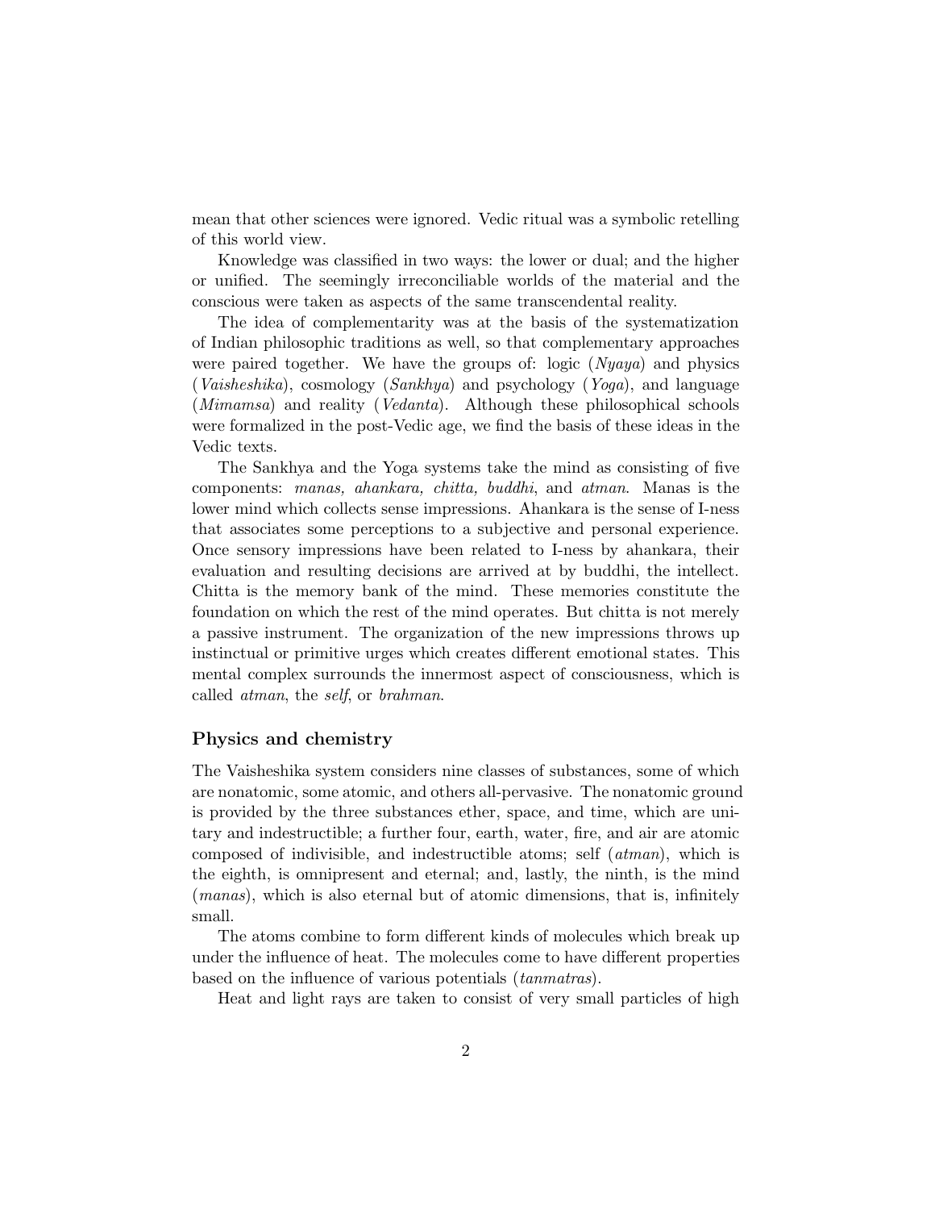mean that other sciences were ignored. Vedic ritual was a symbolic retelling of this world view.

Knowledge was classified in two ways: the lower or dual; and the higher or unified. The seemingly irreconciliable worlds of the material and the conscious were taken as aspects of the same transcendental reality.

The idea of complementarity was at the basis of the systematization of Indian philosophic traditions as well, so that complementary approaches were paired together. We have the groups of: logic (*Nyaya*) and physics (*Vaisheshika*), cosmology (*Sankhya*) and psychology (*Yoga*), and language (*Mimamsa*) and reality (*Vedanta*). Although these philosophical schools were formalized in the post-Vedic age, we find the basis of these ideas in the Vedic texts.

The Sankhya and the Yoga systems take the mind as consisting of five components: *manas, ahankara, chitta, buddhi*, and *atman*. Manas is the lower mind which collects sense impressions. Ahankara is the sense of I-ness that associates some perceptions to a subjective and personal experience. Once sensory impressions have been related to I-ness by ahankara, their evaluation and resulting decisions are arrived at by buddhi, the intellect. Chitta is the memory bank of the mind. These memories constitute the foundation on which the rest of the mind operates. But chitta is not merely a passive instrument. The organization of the new impressions throws up instinctual or primitive urges which creates different emotional states. This mental complex surrounds the innermost aspect of consciousness, which is called *atman*, the *self*, or *brahman*.

### Physics and chemistry

The Vaisheshika system considers nine classes of substances, some of which are nonatomic, some atomic, and others all-pervasive. The nonatomic ground is provided by the three substances ether, space, and time, which are unitary and indestructible; a further four, earth, water, fire, and air are atomic composed of indivisible, and indestructible atoms; self (*atman*), which is the eighth, is omnipresent and eternal; and, lastly, the ninth, is the mind (*manas*), which is also eternal but of atomic dimensions, that is, infinitely small.

The atoms combine to form different kinds of molecules which break up under the influence of heat. The molecules come to have different properties based on the influence of various potentials (*tanmatras*).

Heat and light rays are taken to consist of very small particles of high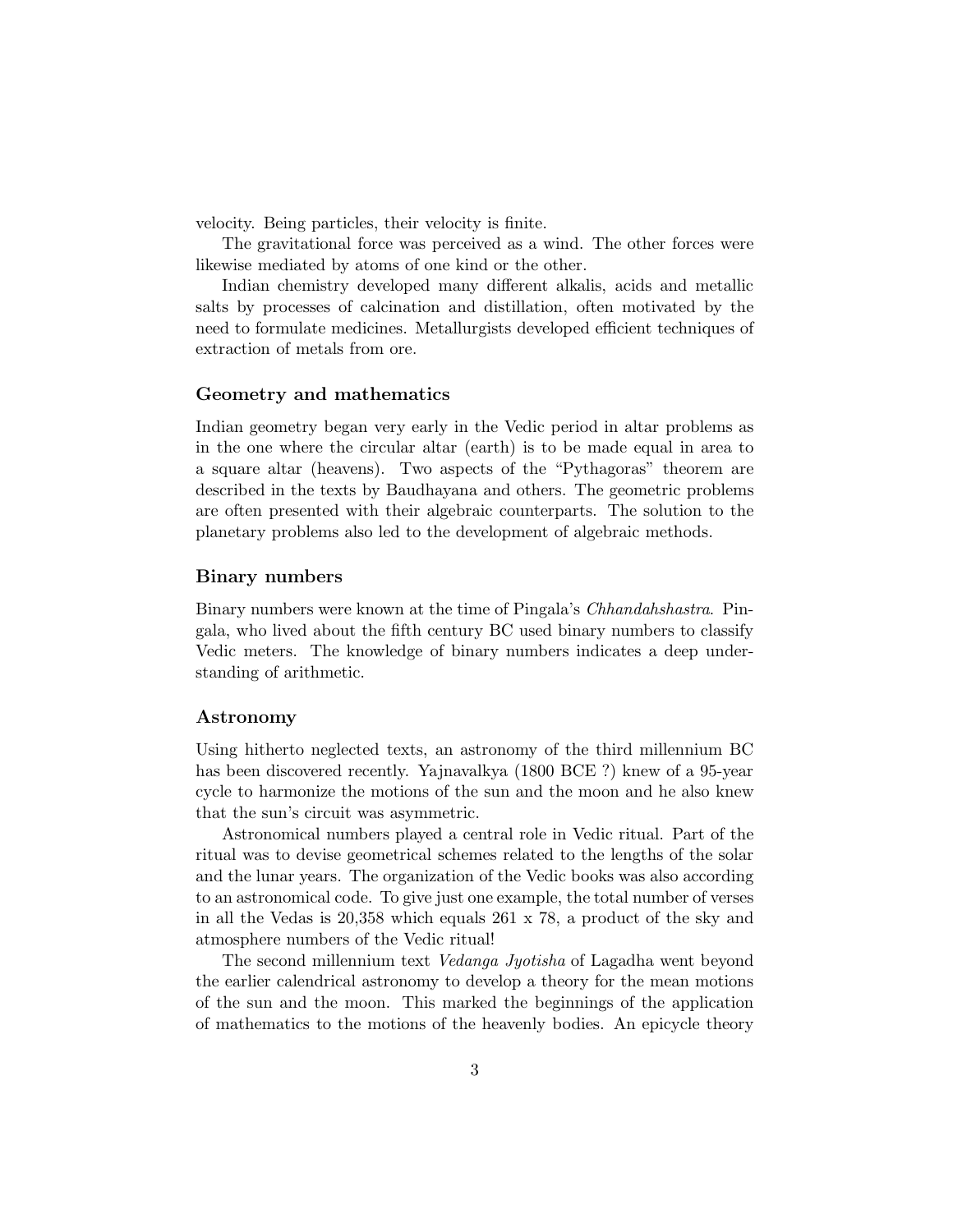velocity. Being particles, their velocity is finite.

The gravitational force was perceived as a wind. The other forces were likewise mediated by atoms of one kind or the other.

Indian chemistry developed many different alkalis, acids and metallic salts by processes of calcination and distillation, often motivated by the need to formulate medicines. Metallurgists developed efficient techniques of extraction of metals from ore.

### Geometry and mathematics

Indian geometry began very early in the Vedic period in altar problems as in the one where the circular altar (earth) is to be made equal in area to a square altar (heavens). Two aspects of the "Pythagoras" theorem are described in the texts by Baudhayana and others. The geometric problems are often presented with their algebraic counterparts. The solution to the planetary problems also led to the development of algebraic methods.

### Binary numbers

Binary numbers were known at the time of Pingala's *Chhandahshastra*. Pingala, who lived about the fifth century BC used binary numbers to classify Vedic meters. The knowledge of binary numbers indicates a deep understanding of arithmetic.

### Astronomy

Using hitherto neglected texts, an astronomy of the third millennium BC has been discovered recently. Yajnavalkya (1800 BCE ?) knew of a 95-year cycle to harmonize the motions of the sun and the moon and he also knew that the sun's circuit was asymmetric.

Astronomical numbers played a central role in Vedic ritual. Part of the ritual was to devise geometrical schemes related to the lengths of the solar and the lunar years. The organization of the Vedic books was also according to an astronomical code. To give just one example, the total number of verses in all the Vedas is 20,358 which equals 261 x 78, a product of the sky and atmosphere numbers of the Vedic ritual!

The second millennium text *Vedanga Jyotisha* of Lagadha went beyond the earlier calendrical astronomy to develop a theory for the mean motions of the sun and the moon. This marked the beginnings of the application of mathematics to the motions of the heavenly bodies. An epicycle theory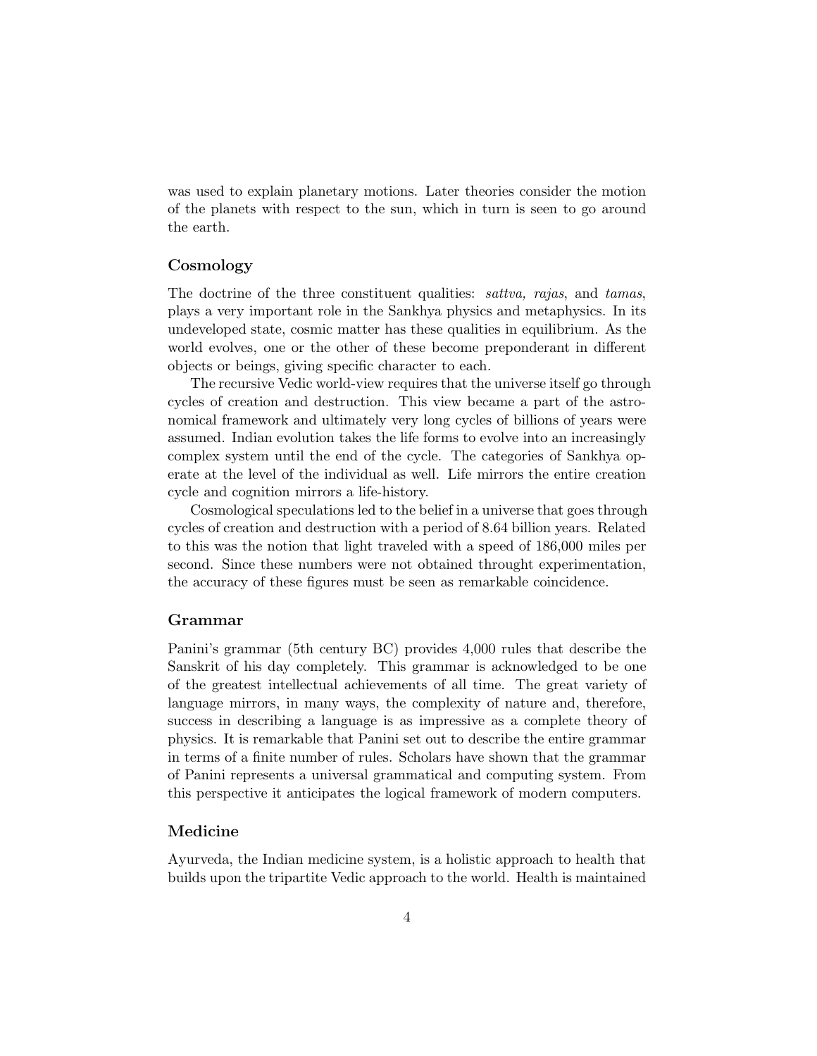was used to explain planetary motions. Later theories consider the motion of the planets with respect to the sun, which in turn is seen to go around the earth.

## Cosmology

The doctrine of the three constituent qualities: *sattva, rajas*, and *tamas*, plays a very important role in the Sankhya physics and metaphysics. In its undeveloped state, cosmic matter has these qualities in equilibrium. As the world evolves, one or the other of these become preponderant in different objects or beings, giving specific character to each.

The recursive Vedic world-view requires that the universe itself go through cycles of creation and destruction. This view became a part of the astronomical framework and ultimately very long cycles of billions of years were assumed. Indian evolution takes the life forms to evolve into an increasingly complex system until the end of the cycle. The categories of Sankhya operate at the level of the individual as well. Life mirrors the entire creation cycle and cognition mirrors a life-history.

Cosmological speculations led to the belief in a universe that goes through cycles of creation and destruction with a period of 8.64 billion years. Related to this was the notion that light traveled with a speed of 186,000 miles per second. Since these numbers were not obtained throught experimentation, the accuracy of these figures must be seen as remarkable coincidence.

## Grammar

Panini's grammar (5th century BC) provides 4,000 rules that describe the Sanskrit of his day completely. This grammar is acknowledged to be one of the greatest intellectual achievements of all time. The great variety of language mirrors, in many ways, the complexity of nature and, therefore, success in describing a language is as impressive as a complete theory of physics. It is remarkable that Panini set out to describe the entire grammar in terms of a finite number of rules. Scholars have shown that the grammar of Panini represents a universal grammatical and computing system. From this perspective it anticipates the logical framework of modern computers.

## Medicine

Ayurveda, the Indian medicine system, is a holistic approach to health that builds upon the tripartite Vedic approach to the world. Health is maintained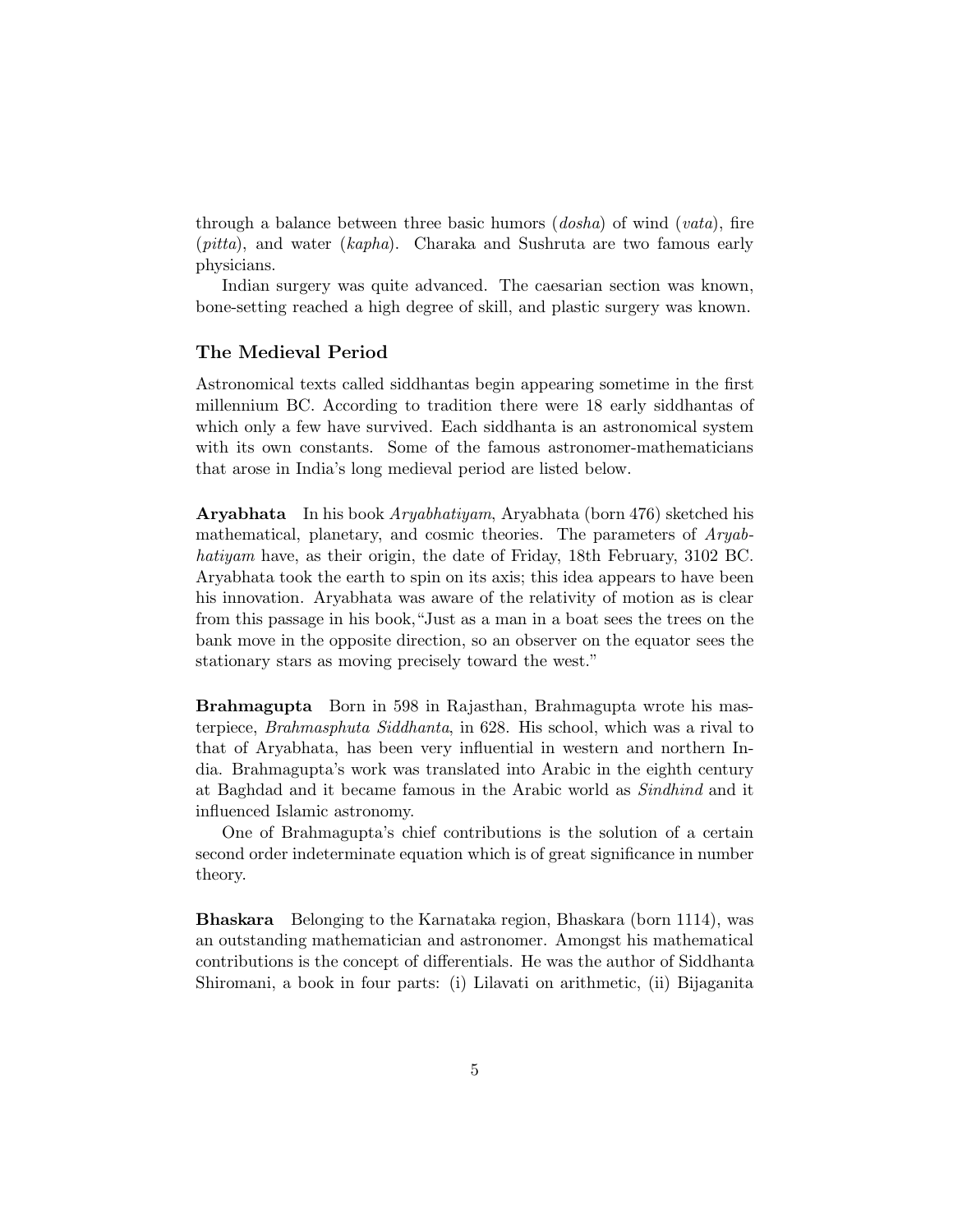through a balance between three basic humors (*dosha*) of wind (*vata*), fire (*pitta*), and water (*kapha*). Charaka and Sushruta are two famous early physicians.

Indian surgery was quite advanced. The caesarian section was known, bone-setting reached a high degree of skill, and plastic surgery was known.

### The Medieval Period

Astronomical texts called siddhantas begin appearing sometime in the first millennium BC. According to tradition there were 18 early siddhantas of which only a few have survived. Each siddhanta is an astronomical system with its own constants. Some of the famous astronomer-mathematicians that arose in India's long medieval period are listed below.

**Aryabhata** In his book *Aryabhatiyam*, Aryabhata (born 476) sketched his mathematical, planetary, and cosmic theories. The parameters of *Aryabhatiyam* have, as their origin, the date of Friday, 18th February, 3102 BC. Aryabhata took the earth to spin on its axis; this idea appears to have been his innovation. Aryabhata was aware of the relativity of motion as is clear from this passage in his book,"Just as a man in a boat sees the trees on the bank move in the opposite direction, so an observer on the equator sees the stationary stars as moving precisely toward the west."

**Brahmagupta** Born in 598 in Rajasthan, Brahmagupta wrote his masterpiece, *Brahmasphuta Siddhanta*, in 628. His school, which was a rival to that of Aryabhata, has been very influential in western and northern India. Brahmagupta's work was translated into Arabic in the eighth century at Baghdad and it became famous in the Arabic world as *Sindhind* and it influenced Islamic astronomy.

One of Brahmagupta's chief contributions is the solution of a certain second order indeterminate equation which is of great significance in number theory.

**Bhaskara** Belonging to the Karnataka region, Bhaskara (born 1114), was an outstanding mathematician and astronomer. Amongst his mathematical contributions is the concept of differentials. He was the author of Siddhanta Shiromani, a book in four parts: (i) Lilavati on arithmetic, (ii) Bijaganita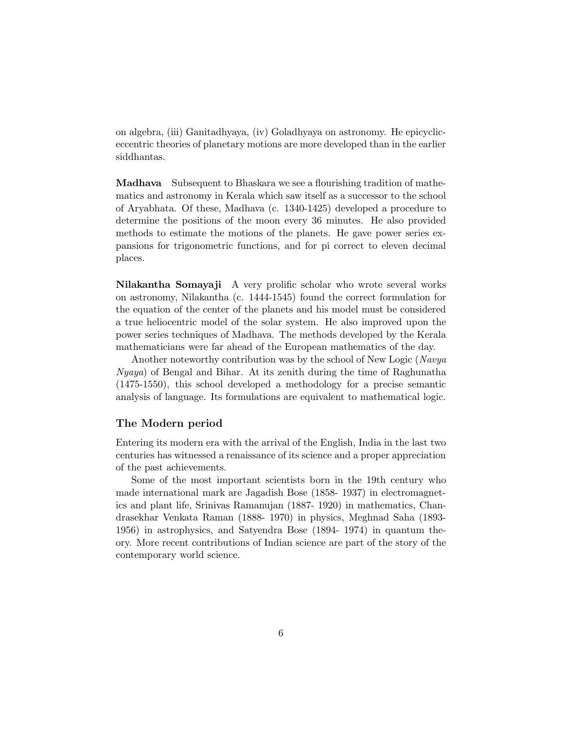on algebra, (iii) Ganitadhyaya, (iv) Goladhyaya on astronomy. He epicyclic-eccentric theories of planetary motions are more developed than in the earlier siddhantas.

**Madhava** Subsequent to Bhaskara we see a flourishing tradition of mathematics and astronomy in Kerala which saw itself as a successor to the school of Aryabhata. Of these, Madhava (c. 1340-1425) developed a procedure to determine the positions of the moon every 36 minutes. He also provided methods to estimate the motions of the planets. He gave power series expansions for trigonometric functions, and for pi correct to eleven decimal places.

**Nilakantha Somayaji** A very prolific scholar who wrote several works on astronomy, Nilakantha (c. 1444-1545) found the correct formulation for the equation of the center of the planets and his model must be considered a true heliocentric model of the solar system. He also improved upon the power series techniques of Madhava. The methods developed by the Kerala mathematicians were far ahead of the European mathematics of the day.

Another noteworthy contribution was by the school of New Logic (*Navya Nyaya*) of Bengal and Bihar. At its zenith during the time of Raghunatha (1475-1550), this school developed a methodology for a precise semantic analysis of language. Its formulations are equivalent to mathematical logic.

### The Modern period

Entering its modern era with the arrival of the English, India in the last two centuries has witnessed a renaissance of its science and a proper appreciation of the past achievements.

Some of the most important scientists born in the 19th century who made international mark are Jagadish Bose (1858- 1937) in electromagnetics and plant life, Srinivas Ramanujan (1887- 1920) in mathematics, Chandrasekhar Venkata Raman (1888- 1970) in physics, Meghnad Saha (1893-1956) in astrophysics, and Satyendra Bose (1894- 1974) in quantum theory. More recent contributions of Indian science are part of the story of the contemporary world science.